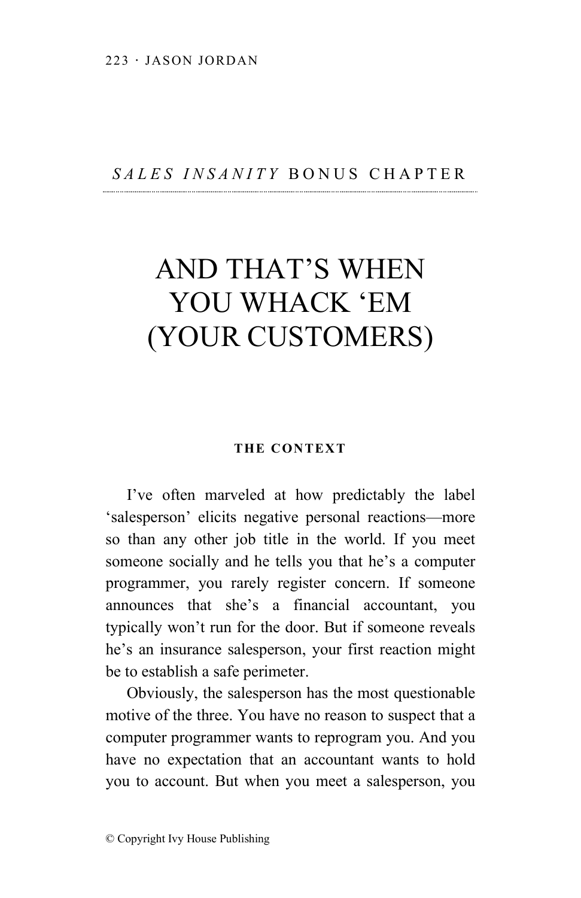*SALES INSANITY* BONUS CHAPTER

# AND THAT'S WHEN YOU WHACK 'EM (YOUR CUSTOMERS)

### THE CONTEXT

I've often marveled at how predictably the label 'salesperson' elicits negative personal reactions—more so than any other job title in the world. If you meet someone socially and he tells you that he's a computer programmer, you rarely register concern. If someone announces that she's a financial accountant, you typically won't run for the door. But if someone reveals he's an insurance salesperson, your first reaction might be to establish a safe perimeter.

Obviously, the salesperson has the most questionable motive of the three. You have no reason to suspect that a computer programmer wants to reprogram you. And you have no expectation that an accountant wants to hold you to account. But when you meet a salesperson, you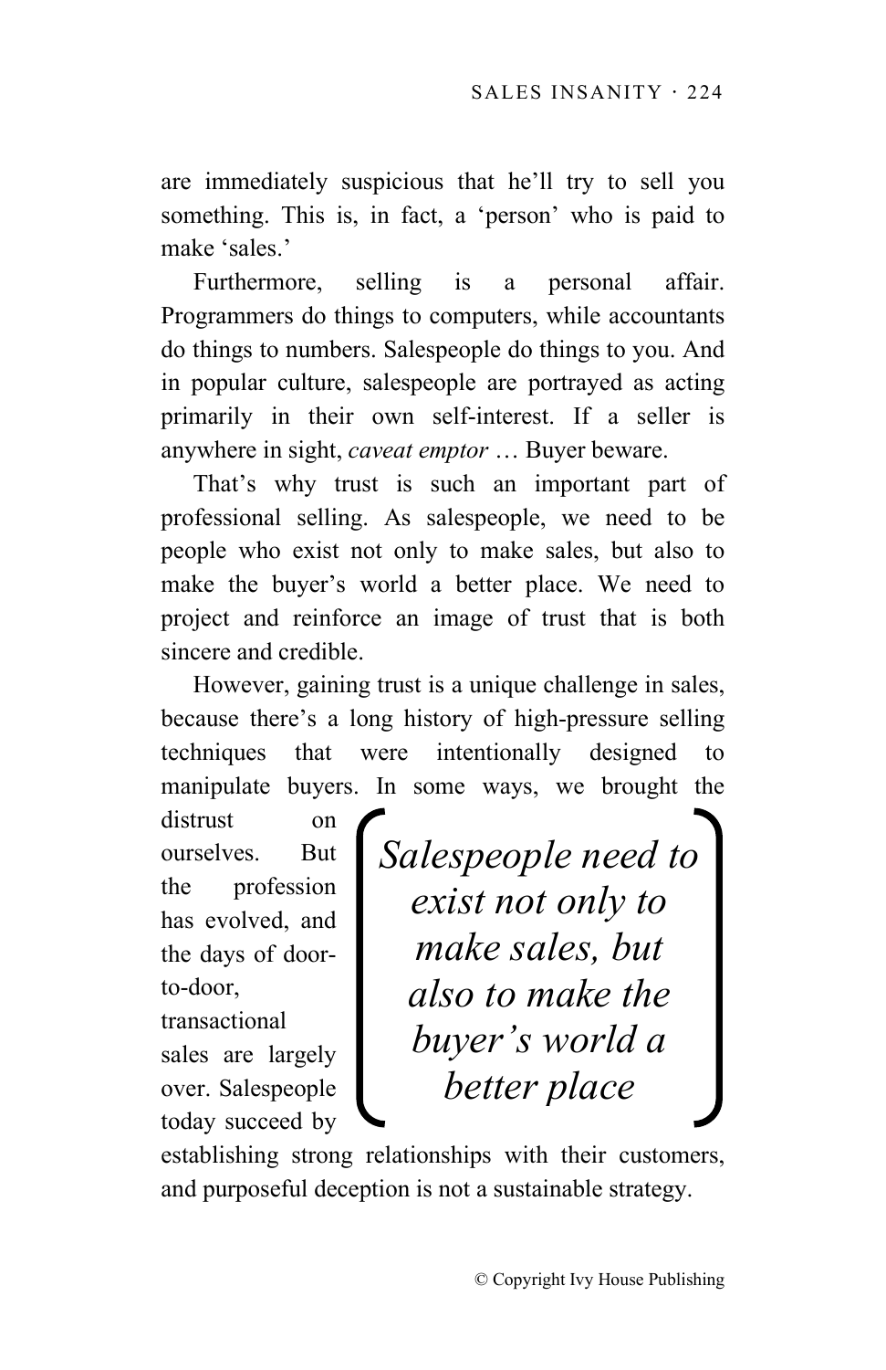are immediately suspicious that he'll try to sell you something. This is, in fact, a 'person' who is paid to make 'sales.'

Furthermore, selling is a personal affair. Programmers do things to computers, while accountants do things to numbers. Salespeople do things to you. And in popular culture, salespeople are portrayed as acting primarily in their own self-interest. If a seller is anywhere in sight, *caveat emptor* … Buyer beware.

That's why trust is such an important part of professional selling. As salespeople, we need to be people who exist not only to make sales, but also to make the buyer's world a better place. We need to project and reinforce an image of trust that is both sincere and credible.

However, gaining trust is a unique challenge in sales, because there's a long history of high-pressure selling techniques that were intentionally designed to manipulate buyers. In some ways, we brought the distrust on ourselves. But the profession has evolved, and the days of door-to-door, transactional sales are largely over. Salespeople today succeed by establishing strong relationships with their customers, and purposeful deception is not a sustainable strategy.

> *Salespeople need to exist not only to make sales, but also to make the buyer's world a better place*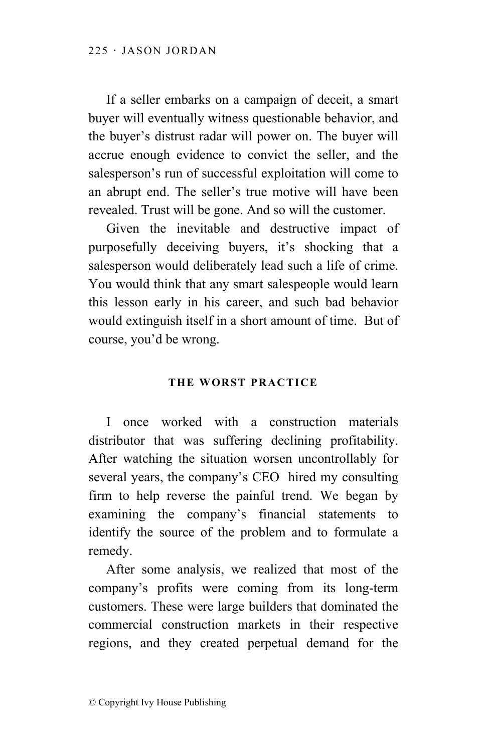If a seller embarks on a campaign of deceit, a smart buyer will eventually witness questionable behavior, and the buyer's distrust radar will power on. The buyer will accrue enough evidence to convict the seller, and the salesperson's run of successful exploitation will come to an abrupt end. The seller's true motive will have been revealed. Trust will be gone. And so will the customer.

Given the inevitable and destructive impact of purposefully deceiving buyers, it's shocking that a salesperson would deliberately lead such a life of crime. You would think that any smart salespeople would learn this lesson early in his career, and such bad behavior would extinguish itself in a short amount of time. But of course, you'd be wrong.

### THE WORST PRACTICE

I once worked with a construction materials distributor that was suffering declining profitability. After watching the situation worsen uncontrollably for several years, the company's CEO hired my consulting firm to help reverse the painful trend. We began by examining the company's financial statements to identify the source of the problem and to formulate a remedy.

After some analysis, we realized that most of the company's profits were coming from its long-term customers. These were large builders that dominated the commercial construction markets in their respective regions, and they created perpetual demand for the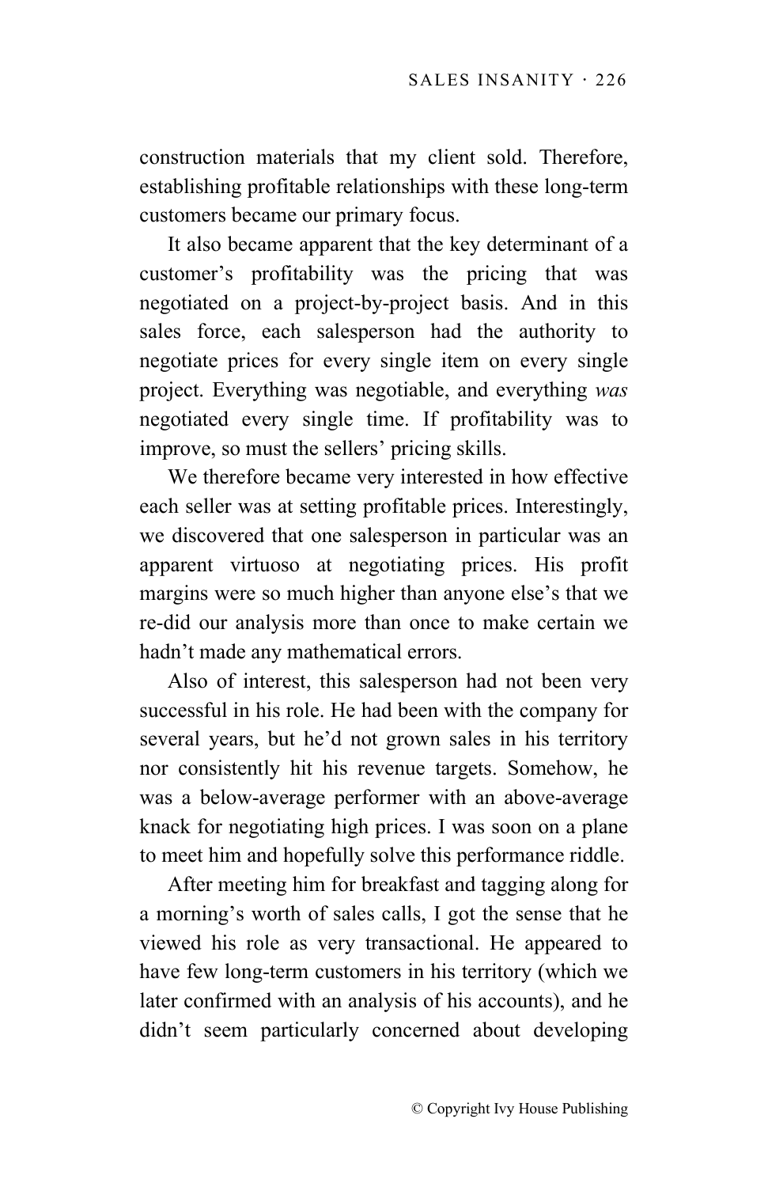construction materials that my client sold. Therefore, establishing profitable relationships with these long-term customers became our primary focus.

It also became apparent that the key determinant of a customer's profitability was the pricing that was negotiated on a project-by-project basis. And in this sales force, each salesperson had the authority to negotiate prices for every single item on every single project. Everything was negotiable, and everything *was* negotiated every single time. If profitability was to improve, so must the sellers' pricing skills.

We therefore became very interested in how effective each seller was at setting profitable prices. Interestingly, we discovered that one salesperson in particular was an apparent virtuoso at negotiating prices. His profit margins were so much higher than anyone else's that we re-did our analysis more than once to make certain we hadn't made any mathematical errors.

Also of interest, this salesperson had not been very successful in his role. He had been with the company for several years, but he'd not grown sales in his territory nor consistently hit his revenue targets. Somehow, he was a below-average performer with an above-average knack for negotiating high prices. I was soon on a plane to meet him and hopefully solve this performance riddle.

After meeting him for breakfast and tagging along for a morning's worth of sales calls, I got the sense that he viewed his role as very transactional. He appeared to have few long-term customers in his territory (which we later confirmed with an analysis of his accounts), and he didn't seem particularly concerned about developing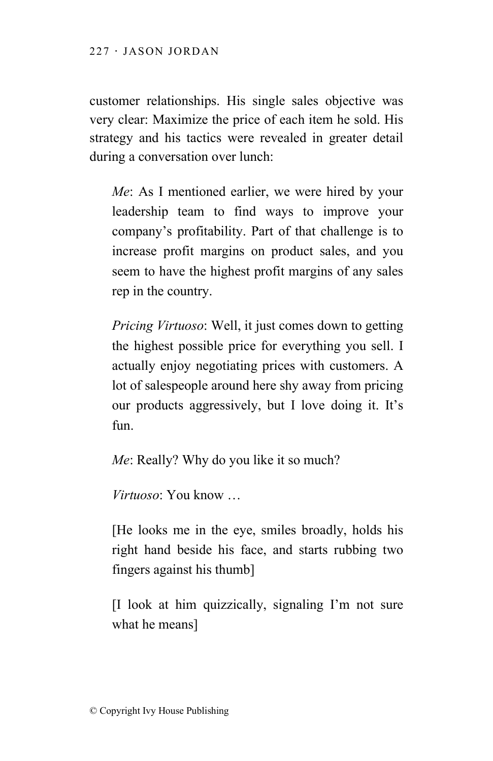customer relationships. His single sales objective was very clear: Maximize the price of each item he sold. His strategy and his tactics were revealed in greater detail during a conversation over lunch:

> *Me*: As I mentioned earlier, we were hired by your leadership team to find ways to improve your company's profitability. Part of that challenge is to increase profit margins on product sales, and you seem to have the highest profit margins of any sales rep in the country.
>
> *Pricing Virtuoso*: Well, it just comes down to getting the highest possible price for everything you sell. I actually enjoy negotiating prices with customers. A lot of salespeople around here shy away from pricing our products aggressively, but I love doing it. It's fun.
>
> *Me*: Really? Why do you like it so much?
>
> *Virtuoso*: You know …
>
> [He looks me in the eye, smiles broadly, holds his right hand beside his face, and starts rubbing two fingers against his thumb]
>
> [I look at him quizzically, signaling I'm not sure what he means]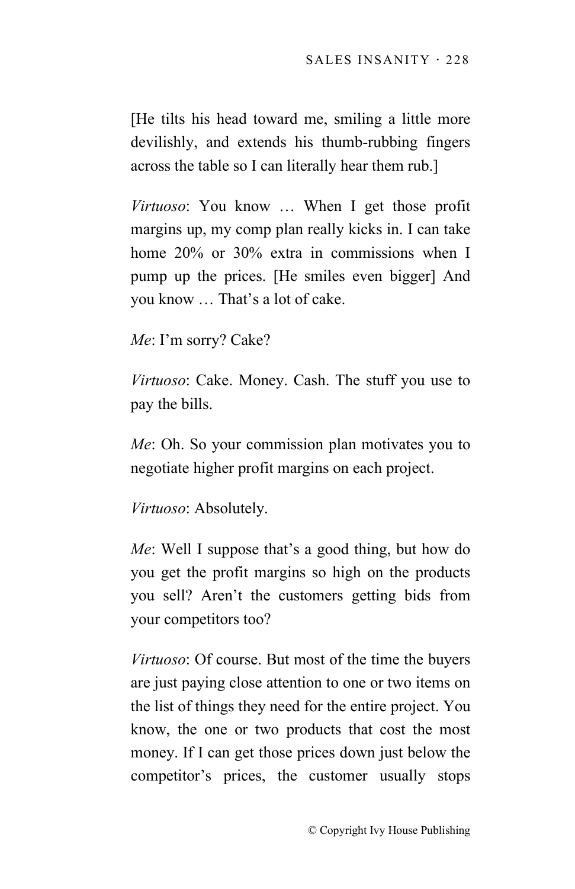[He tilts his head toward me, smiling a little more devilishly, and extends his thumb-rubbing fingers across the table so I can literally hear them rub.]

*Virtuoso*: You know … When I get those profit margins up, my comp plan really kicks in. I can take home 20% or 30% extra in commissions when I pump up the prices. [He smiles even bigger] And you know … That's a lot of cake.

*Me*: I'm sorry? Cake?

*Virtuoso*: Cake. Money. Cash. The stuff you use to pay the bills.

*Me*: Oh. So your commission plan motivates you to negotiate higher profit margins on each project.

*Virtuoso*: Absolutely.

*Me*: Well I suppose that's a good thing, but how do you get the profit margins so high on the products you sell? Aren't the customers getting bids from your competitors too?

*Virtuoso*: Of course. But most of the time the buyers are just paying close attention to one or two items on the list of things they need for the entire project. You know, the one or two products that cost the most money. If I can get those prices down just below the competitor's prices, the customer usually stops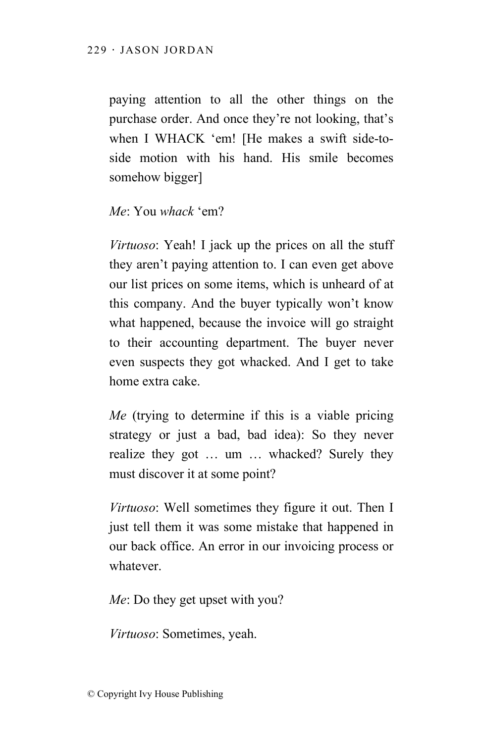paying attention to all the other things on the purchase order. And once they're not looking, that's when I WHACK 'em! [He makes a swift side-to-side motion with his hand. His smile becomes somehow bigger]

*Me*: You *whack* 'em?

*Virtuoso*: Yeah! I jack up the prices on all the stuff they aren't paying attention to. I can even get above our list prices on some items, which is unheard of at this company. And the buyer typically won't know what happened, because the invoice will go straight to their accounting department. The buyer never even suspects they got whacked. And I get to take home extra cake.

*Me* (trying to determine if this is a viable pricing strategy or just a bad, bad idea): So they never realize they got … um … whacked? Surely they must discover it at some point?

*Virtuoso*: Well sometimes they figure it out. Then I just tell them it was some mistake that happened in our back office. An error in our invoicing process or whatever.

*Me*: Do they get upset with you?

*Virtuoso*: Sometimes, yeah.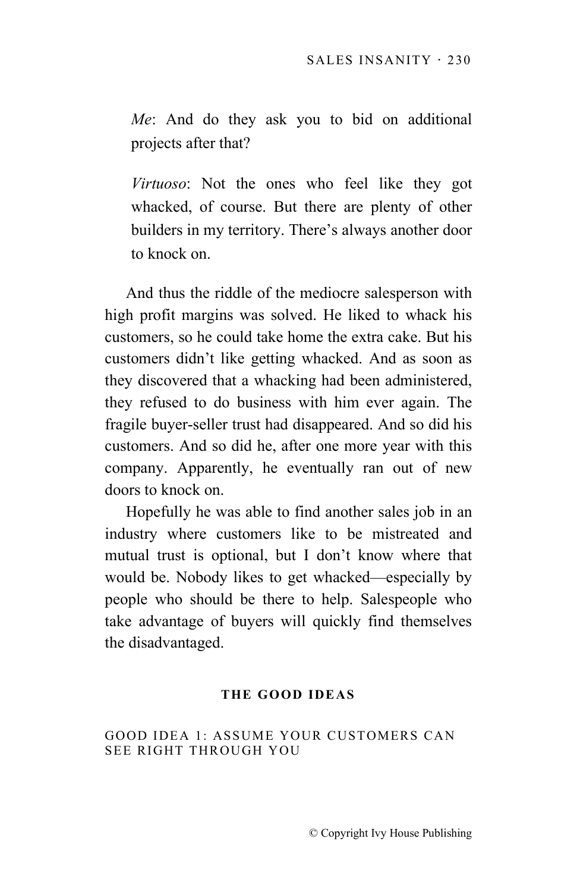*Me*: And do they ask you to bid on additional projects after that?

*Virtuoso*: Not the ones who feel like they got whacked, of course. But there are plenty of other builders in my territory. There's always another door to knock on.

And thus the riddle of the mediocre salesperson with high profit margins was solved. He liked to whack his customers, so he could take home the extra cake. But his customers didn't like getting whacked. And as soon as they discovered that a whacking had been administered, they refused to do business with him ever again. The fragile buyer-seller trust had disappeared. And so did his customers. And so did he, after one more year with this company. Apparently, he eventually ran out of new doors to knock on.

Hopefully he was able to find another sales job in an industry where customers like to be mistreated and mutual trust is optional, but I don't know where that would be. Nobody likes to get whacked—especially by people who should be there to help. Salespeople who take advantage of buyers will quickly find themselves the disadvantaged.

## THE GOOD IDEAS

### GOOD IDEA 1: ASSUME YOUR CUSTOMERS CAN SEE RIGHT THROUGH YOU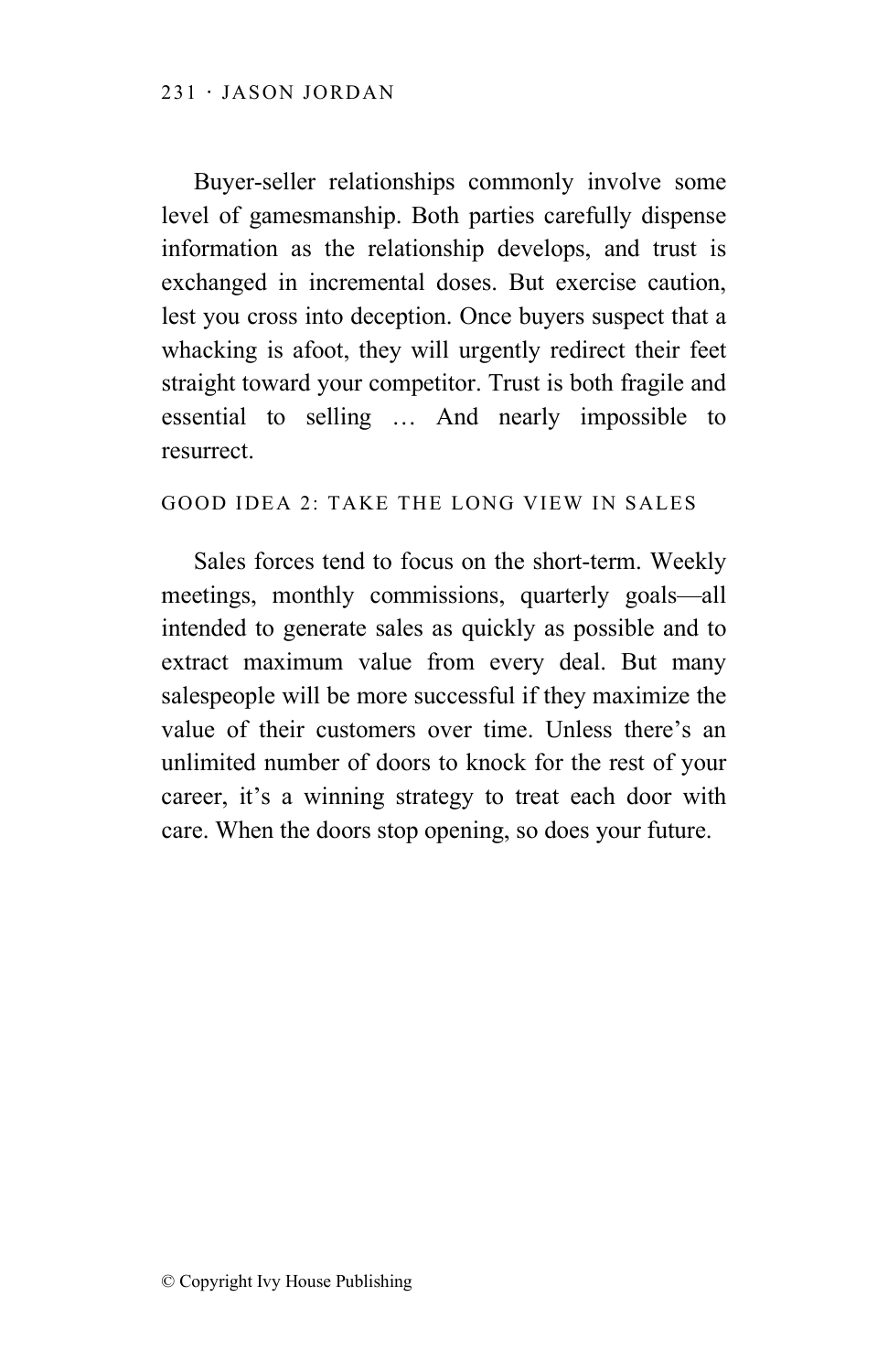Buyer-seller relationships commonly involve some level of gamesmanship. Both parties carefully dispense information as the relationship develops, and trust is exchanged in incremental doses. But exercise caution, lest you cross into deception. Once buyers suspect that a whacking is afoot, they will urgently redirect their feet straight toward your competitor. Trust is both fragile and essential to selling … And nearly impossible to resurrect.

## GOOD IDEA 2: TAKE THE LONG VIEW IN SALES

Sales forces tend to focus on the short-term. Weekly meetings, monthly commissions, quarterly goals—all intended to generate sales as quickly as possible and to extract maximum value from every deal. But many salespeople will be more successful if they maximize the value of their customers over time. Unless there's an unlimited number of doors to knock for the rest of your career, it's a winning strategy to treat each door with care. When the doors stop opening, so does your future.